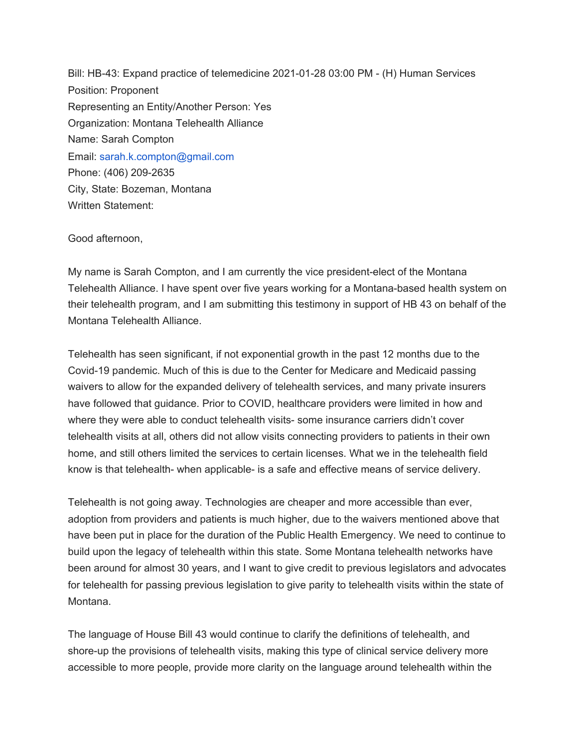Bill: HB-43: Expand practice of telemedicine 2021-01-28 03:00 PM - (H) Human Services
Position: Proponent
Representing an Entity/Another Person: Yes
Organization: Montana Telehealth Alliance
Name: Sarah Compton
Email: sarah.k.compton@gmail.com
Phone: (406) 209-2635
City, State: Bozeman, Montana
Written Statement:

Good afternoon,

My name is Sarah Compton, and I am currently the vice president-elect of the Montana Telehealth Alliance. I have spent over five years working for a Montana-based health system on their telehealth program, and I am submitting this testimony in support of HB 43 on behalf of the Montana Telehealth Alliance.

Telehealth has seen significant, if not exponential growth in the past 12 months due to the Covid-19 pandemic. Much of this is due to the Center for Medicare and Medicaid passing waivers to allow for the expanded delivery of telehealth services, and many private insurers have followed that guidance. Prior to COVID, healthcare providers were limited in how and where they were able to conduct telehealth visits- some insurance carriers didn't cover telehealth visits at all, others did not allow visits connecting providers to patients in their own home, and still others limited the services to certain licenses. What we in the telehealth field know is that telehealth- when applicable- is a safe and effective means of service delivery.

Telehealth is not going away. Technologies are cheaper and more accessible than ever, adoption from providers and patients is much higher, due to the waivers mentioned above that have been put in place for the duration of the Public Health Emergency. We need to continue to build upon the legacy of telehealth within this state. Some Montana telehealth networks have been around for almost 30 years, and I want to give credit to previous legislators and advocates for telehealth for passing previous legislation to give parity to telehealth visits within the state of Montana.

The language of House Bill 43 would continue to clarify the definitions of telehealth, and shore-up the provisions of telehealth visits, making this type of clinical service delivery more accessible to more people, provide more clarity on the language around telehealth within the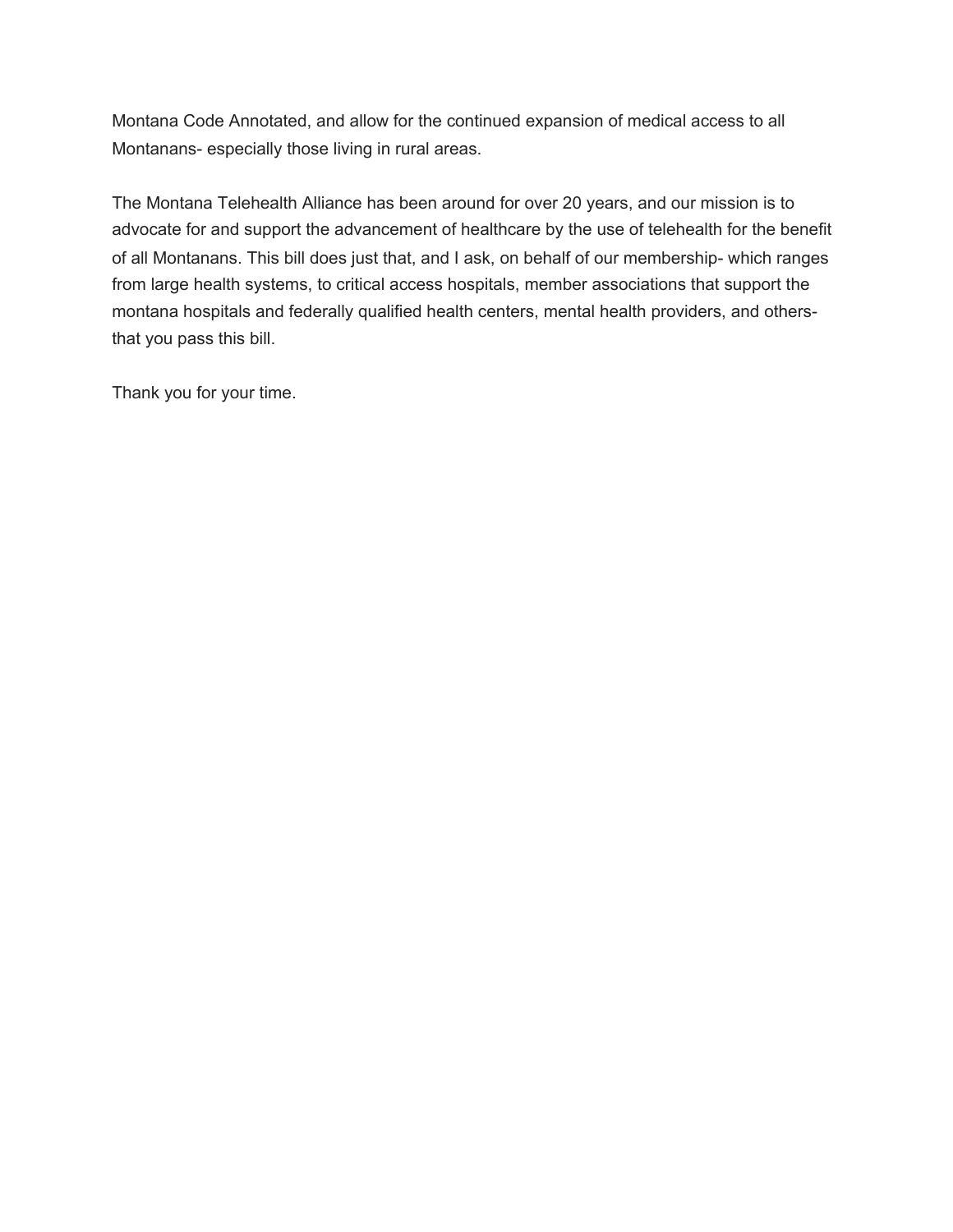Montana Code Annotated, and allow for the continued expansion of medical access to all Montanans- especially those living in rural areas.

The Montana Telehealth Alliance has been around for over 20 years, and our mission is to advocate for and support the advancement of healthcare by the use of telehealth for the benefit of all Montanans. This bill does just that, and I ask, on behalf of our membership- which ranges from large health systems, to critical access hospitals, member associations that support the montana hospitals and federally qualified health centers, mental health providers, and others- that you pass this bill.

Thank you for your time.